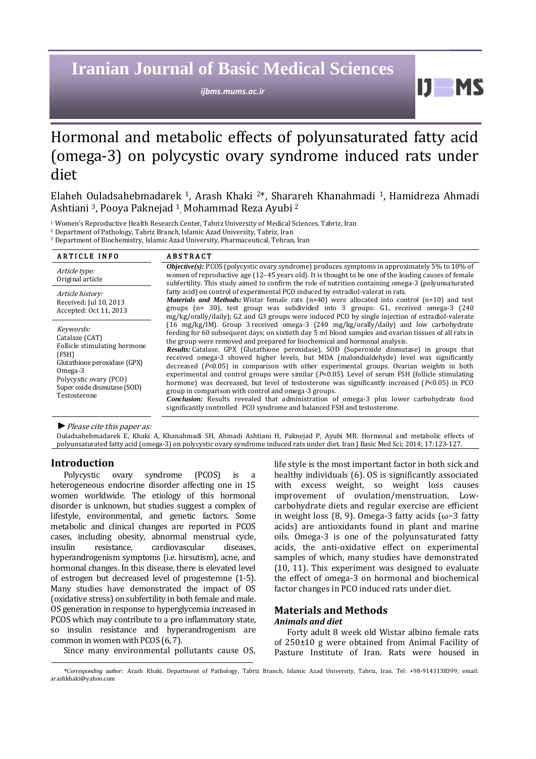# Iranian Journal of Basic Medical Sciences

ijbms.mums.ac.ir

# Hormonal and metabolic effects of polyunsaturated fatty acid (omega-3) on polycystic ovary syndrome induced rats under diet

Elaheh Ouladsahebmadarek [1], Arash Khaki [2]*, Sharareh Khanahmadi [1], Hamidreza Ahmadi Ashtiani [3], Pooya Paknejad [1], Mohammad Reza Ayubi [2]

[1] Women's Reproductive Health Research Center, Tabriz University of Medical Sciences, Tabriz, Iran
[2] Department of Pathology, Tabriz Branch, Islamic Azad University, Tabriz, Iran
[3] Department of Biochemistry, Islamic Azad University, Pharmaceutical, Tehran, Iran

**ARTICLE INFO**

*Article type:*
Original article

*Article history:*
Received: Jul 10, 2013
Accepted: Oct 11, 2013

*Keywords:*
Catalaze (CAT)
Follicle stimulating hormone (FSH)
Glutathione peroxidase (GPX)
Omega-3
Polycystic ovary (PCO)
Super oxide dismutase (SOD)
Testosterone

**ABSTRACT**

***Objective(s):*** PCOS (polycystic ovary syndrome) produces symptoms in approximately 5% to 10% of women of reproductive age (12–45 years old). It is thought to be one of the leading causes of female subfertility. This study aimed to confirm the role of nutrition containing omega-3 (polyunsaturated fatty acid) on control of experimental PCO induced by estradiol-valerat in rats.

***Materials and Methods:*** Wistar female rats (n=40) were allocated into control (n=10) and test groups (n= 30), test group was subdivided into 3 groups: G1, received omega-3 (240 mg/kg/orally/daily); G2 and G3 groups were induced PCO by single injection of estradiol-valerate (16 mg/kg/IM). Group 3 received omega-3 (240 mg/kg/orally/daily) and low carbohydrate feeding for 60 subsequent days; on sixtieth day 5 ml blood samples and ovarian tissues of all rats in the group were removed and prepared for biochemical and hormonal analysis.

***Results:*** Catalase, GPX (Glutathione peroxidase), SOD (Superoxide dismutase) in groups that received omega-3 showed higher levels, but MDA (malondialdehyde) level was significantly decreased ($P<0.05$) in comparison with other experimental groups. Ovarian weights in both experimental and control groups were similar ($P<0.05$). Level of serum FSH (follicle stimulating hormone) was decreased, but level of testosterone was significantly increased ($P<0.05$) in PCO group in comparison with control and omega-3 groups.

***Conclusion:*** Results revealed that administration of omega-3 plus lower carbohydrate food significantly controlled PCO syndrome and balanced FSH and testosterone.

► *Please cite this paper as:*

Ouladsahebmadarek E, Khaki A, Khanahmadi SH, Ahmadi Ashtiani H, Paknejad P, Ayubi MR. Hormonal and metabolic effects of polyunsaturated fatty acid (omega-3) on polycystic ovary syndrome induced rats under diet. Iran J Basic Med Sci; 2014; 17:123-127.

## Introduction

Polycystic ovary syndrome (PCOS) is a heterogeneous endocrine disorder affecting one in 15 women worldwide. The etiology of this hormonal disorder is unknown, but studies suggest a complex of lifestyle, environmental, and genetic factors. Some metabolic and clinical changes are reported in PCOS cases, including obesity, abnormal menstrual cycle, insulin resistance, cardiovascular diseases, hyperandrogenism symptoms (i.e. hirsutism), acne, and hormonal changes. In this disease, there is elevated level of estrogen but decreased level of progesterone (1-5). Many studies have demonstrated the impact of OS (oxidative stress) on subfertility in both female and male. OS generation in response to hyperglycemia increased in PCOS which may contribute to a pro inflammatory state, so insulin resistance and hyperandrogenism are common in women with PCOS (6, 7).

Since many environmental pollutants cause OS, life style is the most important factor in both sick and healthy individuals (6). OS is significantly associated with excess weight, so weight loss causes improvement of ovulation/menstruation. Low-carbohydrate diets and regular exercise are efficient in weight loss (8, 9). Omega-3 fatty acids ($\omega$−3 fatty acids) are antioxidants found in plant and marine oils. Omega-3 is one of the polyunsaturated fatty acids, the anti-oxidative effect on experimental samples of which, many studies have demonstrated (10, 11). This experiment was designed to evaluate the effect of omega-3 on hormonal and biochemical factor changes in PCO induced rats under diet.

## Materials and Methods

### *Animals and diet*

Forty adult 8 week old Wistar albino female rats of 250±10 g were obtained from Animal Facility of Pasture Institute of Iran. Rats were housed in

*\*Corresponding author:* Arash Khaki. Department of Pathology, Tabriz Branch, Islamic Azad University, Tabriz, Iran. Tel: +98-9143138399; email: arashkhaki@yahoo.com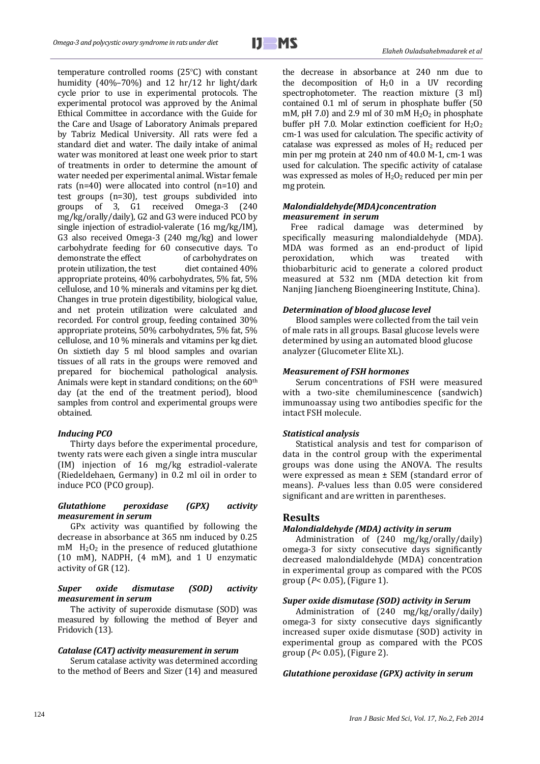temperature controlled rooms (25°C) with constant humidity (40%–70%) and 12 hr/12 hr light/dark cycle prior to use in experimental protocols. The experimental protocol was approved by the Animal Ethical Committee in accordance with the Guide for the Care and Usage of Laboratory Animals prepared by Tabriz Medical University. All rats were fed a standard diet and water. The daily intake of animal water was monitored at least one week prior to start of treatments in order to determine the amount of water needed per experimental animal. Wistar female rats (n=40) were allocated into control (n=10) and test groups (n=30), test groups subdivided into groups of 3, G1 received Omega-3 (240 mg/kg/orally/daily), G2 and G3 were induced PCO by single injection of estradiol-valerate (16 mg/kg/IM), G3 also received Omega-3 (240 mg/kg) and lower carbohydrate feeding for 60 consecutive days. To demonstrate the effect of carbohydrates on protein utilization, the test diet contained 40% appropriate proteins, 40% carbohydrates, 5% fat, 5% cellulose, and 10 % minerals and vitamins per kg diet. Changes in true protein digestibility, biological value, and net protein utilization were calculated and recorded. For control group, feeding contained 30% appropriate proteins, 50% carbohydrates, 5% fat, 5% cellulose, and 10 % minerals and vitamins per kg diet. On sixtieth day 5 ml blood samples and ovarian tissues of all rats in the groups were removed and prepared for biochemical pathological analysis. Animals were kept in standard conditions; on the 60$^{th}$ day (at the end of the treatment period), blood samples from control and experimental groups were obtained.

### *Inducing PCO*

Thirty days before the experimental procedure, twenty rats were each given a single intra muscular (IM) injection of 16 mg/kg estradiol-valerate (Riedeldehaen, Germany) in 0.2 ml oil in order to induce PCO (PCO group).

### *Glutathione peroxidase (GPX) activity measurement in serum*

GPx activity was quantified by following the decrease in absorbance at 365 nm induced by 0.25 mM $H_2O_2$ in the presence of reduced glutathione (10 mM), NADPH, (4 mM), and 1 U enzymatic activity of GR (12).

### *Super oxide dismutase (SOD) activity measurement in serum*

The activity of superoxide dismutase (SOD) was measured by following the method of Beyer and Fridovich (13).

### *Catalase (CAT) activity measurement in serum*

Serum catalase activity was determined according to the method of Beers and Sizer (14) and measured the decrease in absorbance at 240 nm due to the decomposition of $H_20$ in a UV recording spectrophotometer. The reaction mixture (3 ml) contained 0.1 ml of serum in phosphate buffer (50 mM, pH 7.0) and 2.9 ml of 30 mM $H_2O_2$ in phosphate buffer pH 7.0. Molar extinction coefficient for $H_2O_2$ cm-1 was used for calculation. The specific activity of catalase was expressed as moles of $H_2$ reduced per min per mg protein at 240 nm of 40.0 M-1, cm-1 was used for calculation. The specific activity of catalase was expressed as moles of $H_2O_2$ reduced per min per mg protein.

### *Malondialdehyde(MDA)concentration measurement in serum*

Free radical damage was determined by specifically measuring malondialdehyde (MDA). MDA was formed as an end-product of lipid peroxidation, which was treated with thiobarbituric acid to generate a colored product measured at 532 nm (MDA detection kit from Nanjing Jiancheng Bioengineering Institute, China).

### *Determination of blood glucose level*

Blood samples were collected from the tail vein of male rats in all groups. Basal glucose levels were determined by using an automated blood glucose analyzer (Glucometer Elite XL).

### *Measurement of FSH hormones*

Serum concentrations of FSH were measured with a two-site chemiluminescence (sandwich) immunoassay using two antibodies specific for the intact FSH molecule.

### *Statistical analysis*

Statistical analysis and test for comparison of data in the control group with the experimental groups was done using the ANOVA. The results were expressed as mean ± SEM (standard error of means). *P*-values less than 0.05 were considered significant and are written in parentheses.

## Results

### *Malondialdehyde (MDA) activity in serum*

Administration of (240 mg/kg/orally/daily) omega-3 for sixty consecutive days significantly decreased malondialdehyde (MDA) concentration in experimental group as compared with the PCOS group ($P < 0.05$), (Figure 1).

### *Super oxide dismutase (SOD) activity in Serum*

Administration of (240 mg/kg/orally/daily) omega-3 for sixty consecutive days significantly increased super oxide dismutase (SOD) activity in experimental group as compared with the PCOS group ($P < 0.05$), (Figure 2).

### *Glutathione peroxidase (GPX) activity in serum*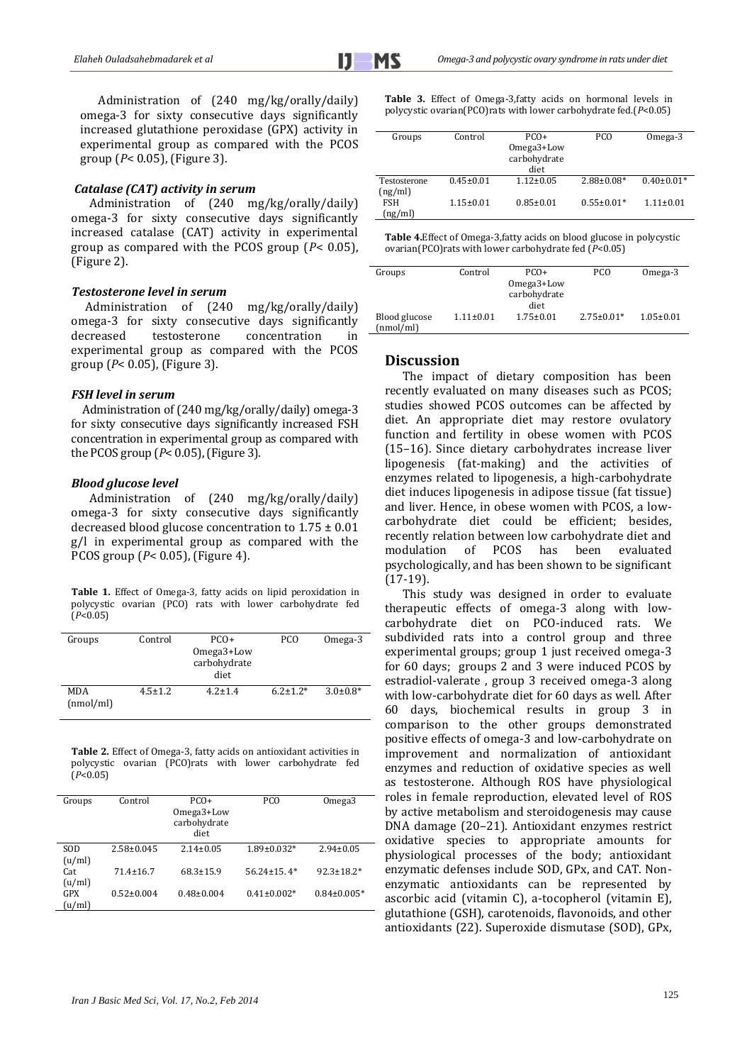Administration of (240 mg/kg/orally/daily) omega-3 for sixty consecutive days significantly increased glutathione peroxidase (GPX) activity in experimental group as compared with the PCOS group ($P< 0.05$), (Figure 3).

### *Catalase (CAT) activity in serum*

Administration of (240 mg/kg/orally/daily) omega-3 for sixty consecutive days significantly increased catalase (CAT) activity in experimental group as compared with the PCOS group ($P< 0.05$), (Figure 2).

### *Testosterone level in serum*

Administration of (240 mg/kg/orally/daily) omega-3 for sixty consecutive days significantly decreased testosterone concentration in experimental group as compared with the PCOS group ($P< 0.05$), (Figure 3).

### *FSH level in serum*

Administration of (240 mg/kg/orally/daily) omega-3 for sixty consecutive days significantly increased FSH concentration in experimental group as compared with the PCOS group ($P< 0.05$), (Figure 3).

### *Blood glucose level*

Administration of (240 mg/kg/orally/daily) omega-3 for sixty consecutive days significantly decreased blood glucose concentration to 1.75 ± 0.01 g/l in experimental group as compared with the PCOS group ($P< 0.05$), (Figure 4).

**Table 1.** Effect of Omega-3, fatty acids on lipid peroxidation in polycystic ovarian (PCO) rats with lower carbohydrate fed ($P$<0.05)

| Groups | Control | PCO+ Omega3+Low carbohydrate diet | PCO | Omega-3 |
|---|---|---|---|---|
| MDA (nmol/ml) | 4.5±1.2 | 4.2±1.4 | 6.2±1.2* | 3.0±0.8* |

**Table 2.** Effect of Omega-3, fatty acids on antioxidant activities in polycystic ovarian (PCO)rats with lower carbohydrate fed ($P$<0.05)

| Groups | Control | PCO+ Omega3+Low carbohydrate diet | PCO | Omega3 |
|---|---|---|---|---|
| SOD (u/ml) | 2.58±0.045 | 2.14±0.05 | 1.89±0.032* | 2.94±0.05 |
| Cat (u/ml) | 71.4±16.7 | 68.3±15.9 | 56.24±15. 4* | 92.3±18.2* |
| GPX (u/ml) | 0.52±0.004 | 0.48±0.004 | 0.41±0.002* | 0.84±0.005* |

**Table 3.** Effect of Omega-3,fatty acids on hormonal levels in polycystic ovarian(PCO)rats with lower carbohydrate fed.($P$<0.05)

| Groups | Control | PCO+ Omega3+Low carbohydrate diet | PCO | Omega-3 |
|---|---|---|---|---|
| Testosterone (ng/ml) | 0.45±0.01 | 1.12±0.05 | 2.88±0.08* | 0.40±0.01* |
| FSH (ng/ml) | 1.15±0.01 | 0.85±0.01 | 0.55±0.01* | 1.11±0.01 |

**Table 4.**Effect of Omega-3,fatty acids on blood glucose in polycystic ovarian(PCO)rats with lower carbohydrate fed ($P$<0.05)

| Groups | Control | PCO+ Omega3+Low carbohydrate diet | PCO | Omega-3 |
|---|---|---|---|---|
| Blood glucose (nmol/ml) | 1.11±0.01 | 1.75±0.01 | 2.75±0.01* | 1.05±0.01 |

## Discussion

The impact of dietary composition has been recently evaluated on many diseases such as PCOS; studies showed PCOS outcomes can be affected by diet. An appropriate diet may restore ovulatory function and fertility in obese women with PCOS (15–16). Since dietary carbohydrates increase liver lipogenesis (fat-making) and the activities of enzymes related to lipogenesis, a high-carbohydrate diet induces lipogenesis in adipose tissue (fat tissue) and liver. Hence, in obese women with PCOS, a low-carbohydrate diet could be efficient; besides, recently relation between low carbohydrate diet and modulation of PCOS has been evaluated psychologically, and has been shown to be significant (17-19).

This study was designed in order to evaluate therapeutic effects of omega-3 along with low-carbohydrate diet on PCO-induced rats. We subdivided rats into a control group and three experimental groups; group 1 just received omega-3 for 60 days; groups 2 and 3 were induced PCOS by estradiol-valerate , group 3 received omega-3 along with low-carbohydrate diet for 60 days as well. After 60 days, biochemical results in group 3 in comparison to the other groups demonstrated positive effects of omega-3 and low-carbohydrate on improvement and normalization of antioxidant enzymes and reduction of oxidative species as well as testosterone. Although ROS have physiological roles in female reproduction, elevated level of ROS by active metabolism and steroidogenesis may cause DNA damage (20–21). Antioxidant enzymes restrict oxidative species to appropriate amounts for physiological processes of the body; antioxidant enzymatic defenses include SOD, GPx, and CAT. Non-enzymatic antioxidants can be represented by ascorbic acid (vitamin C), a-tocopherol (vitamin E), glutathione (GSH), carotenoids, flavonoids, and other antioxidants (22). Superoxide dismutase (SOD), GPx,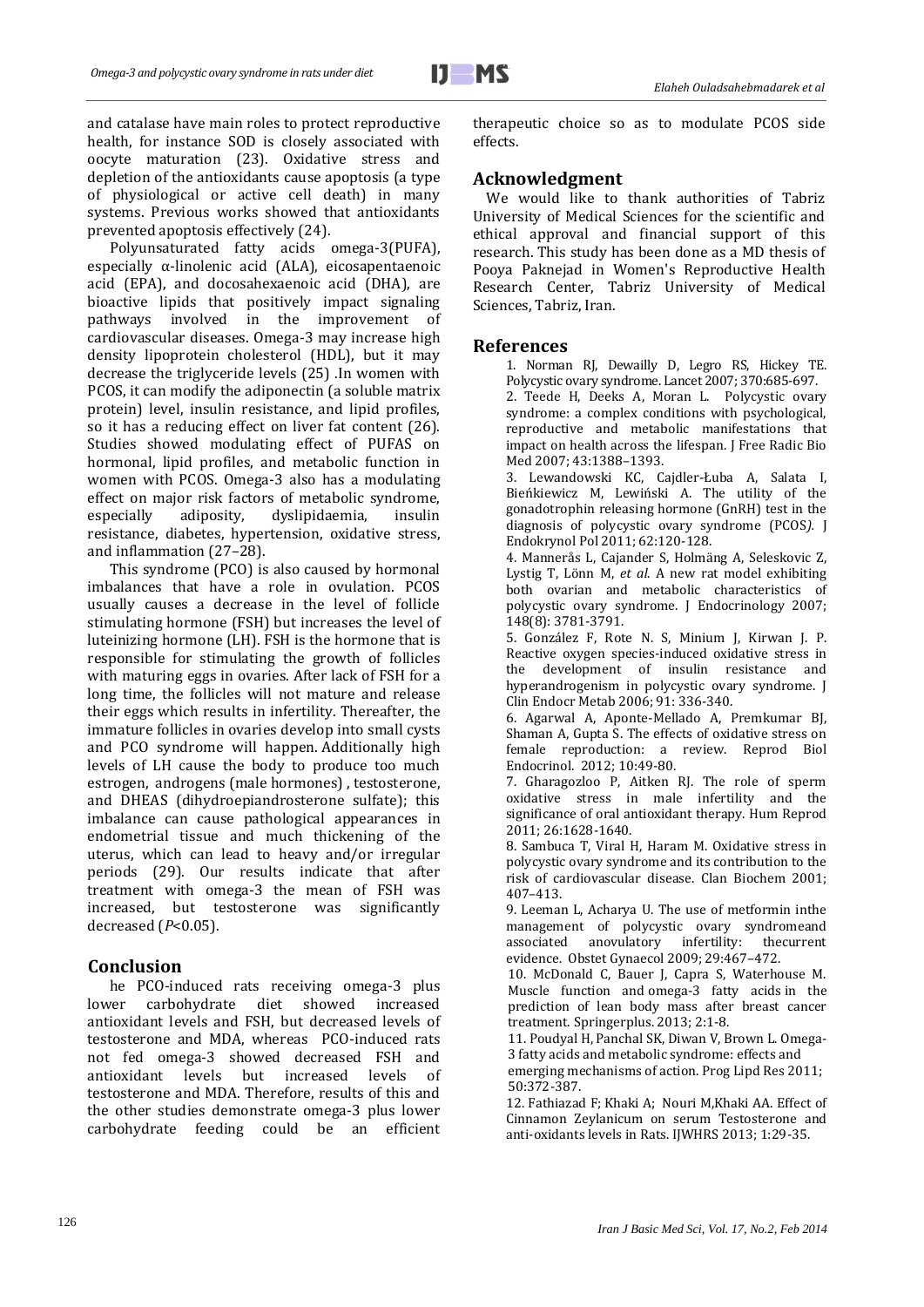and catalase have main roles to protect reproductive health, for instance SOD is closely associated with oocyte maturation (23). Oxidative stress and depletion of the antioxidants cause apoptosis (a type of physiological or active cell death) in many systems. Previous works showed that antioxidants prevented apoptosis effectively (24).

Polyunsaturated fatty acids omega-3(PUFA), especially α-linolenic acid (ALA), eicosapentaenoic acid (EPA), and docosahexaenoic acid (DHA), are bioactive lipids that positively impact signaling pathways involved in the improvement of cardiovascular diseases. Omega-3 may increase high density lipoprotein cholesterol (HDL), but it may decrease the triglyceride levels (25) .In women with PCOS, it can modify the adiponectin (a soluble matrix protein) level, insulin resistance, and lipid profiles, so it has a reducing effect on liver fat content (26). Studies showed modulating effect of PUFAS on hormonal, lipid profiles, and metabolic function in women with PCOS. Omega-3 also has a modulating effect on major risk factors of metabolic syndrome, especially adiposity, dyslipidaemia, insulin resistance, diabetes, hypertension, oxidative stress, and inflammation (27–28).

This syndrome (PCO) is also caused by hormonal imbalances that have a role in ovulation. PCOS usually causes a decrease in the level of follicle stimulating hormone (FSH) but increases the level of luteinizing hormone (LH). FSH is the hormone that is responsible for stimulating the growth of follicles with maturing eggs in ovaries. After lack of FSH for a long time, the follicles will not mature and release their eggs which results in infertility. Thereafter, the immature follicles in ovaries develop into small cysts and PCO syndrome will happen. Additionally high levels of LH cause the body to produce too much estrogen, androgens (male hormones) , testosterone, and DHEAS (dihydroepiandrosterone sulfate); this imbalance can cause pathological appearances in endometrial tissue and much thickening of the uterus, which can lead to heavy and/or irregular periods (29). Our results indicate that after treatment with omega-3 the mean of FSH was increased, but testosterone was significantly decreased (*P*<0.05).

## Conclusion

he PCO-induced rats receiving omega-3 plus lower carbohydrate diet showed increased antioxidant levels and FSH, but decreased levels of testosterone and MDA, whereas PCO-induced rats not fed omega-3 showed decreased FSH and antioxidant levels but increased levels of testosterone and MDA. Therefore, results of this and the other studies demonstrate omega-3 plus lower carbohydrate feeding could be an efficient therapeutic choice so as to modulate PCOS side effects.

## Acknowledgment

We would like to thank authorities of Tabriz University of Medical Sciences for the scientific and ethical approval and financial support of this research. This study has been done as a MD thesis of Pooya Paknejad in Women's Reproductive Health Research Center, Tabriz University of Medical Sciences, Tabriz, Iran.

## References

1. Norman RJ, Dewailly D, Legro RS, Hickey TE. Polycystic ovary syndrome. Lancet 2007; 370:685-697.
2. Teede H, Deeks A, Moran L. Polycystic ovary syndrome: a complex conditions with psychological, reproductive and metabolic manifestations that impact on health across the lifespan. J Free Radic Bio Med 2007; 43:1388–1393.
3. Lewandowski KC, Cajdler-Łuba A, Salata I, Bieńkiewicz M, Lewiński A. The utility of the gonadotrophin releasing hormone (GnRH) test in the diagnosis of polycystic ovary syndrome (PCOS*)*. J Endokrynol Pol 2011; 62:120-128.
4. Mannerås L, Cajander S, Holmäng A, Seleskovic Z, Lystig T, Lönn M, *et al*. A new rat model exhibiting both ovarian and metabolic characteristics of polycystic ovary syndrome. J Endocrinology 2007; 148(8): 3781-3791.
5. González F, Rote N. S, Minium J, Kirwan J. P. Reactive oxygen species-induced oxidative stress in the development of insulin resistance and hyperandrogenism in polycystic ovary syndrome. J Clin Endocr Metab 2006; 91: 336-340.
6. Agarwal A, Aponte-Mellado A, Premkumar BJ, Shaman A, Gupta S. The effects of oxidative stress on female reproduction: a review. Reprod Biol Endocrinol. 2012; 10:49-80.
7. Gharagozloo P, Aitken RJ. The role of sperm oxidative stress in male infertility and the significance of oral antioxidant therapy. Hum Reprod 2011; 26:1628-1640.
8. Sambuca T, Viral H, Haram M. Oxidative stress in polycystic ovary syndrome and its contribution to the risk of cardiovascular disease. Clan Biochem 2001; 407–413.
9. Leeman L, Acharya U. The use of metformin inthe management of polycystic ovary syndromeand associated anovulatory infertility: thecurrent evidence. Obstet Gynaecol 2009; 29:467–472.
10. McDonald C, Bauer J, Capra S, Waterhouse M. Muscle function and omega-3 fatty acids in the prediction of lean body mass after breast cancer treatment. Springerplus. 2013; 2:1-8.
11. Poudyal H, Panchal SK, Diwan V, Brown L. Omega-3 fatty acids and metabolic syndrome: effects and emerging mechanisms of action. Prog Lipd Res 2011; 50:372-387.
12. Fathiazad F; Khaki A; Nouri M,Khaki AA. Effect of Cinnamon Zeylanicum on serum Testosterone and anti-oxidants levels in Rats. IJWHRS 2013; 1:29-35.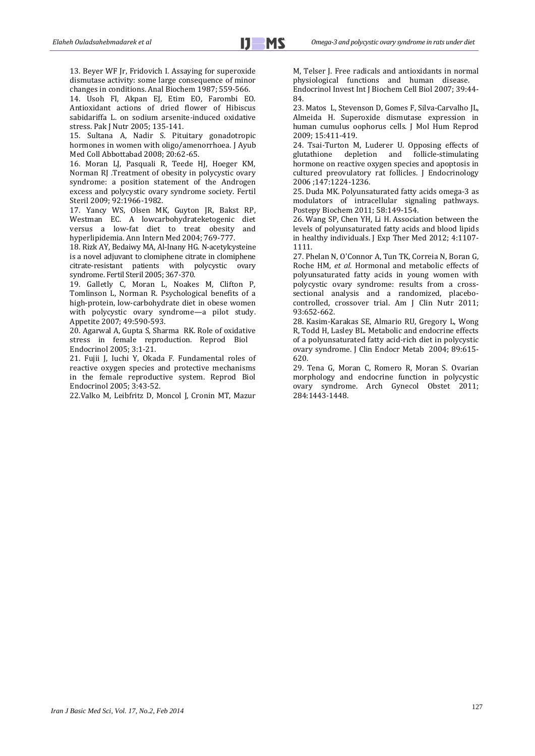13. Beyer WF Jr, Fridovich I. Assaying for superoxide dismutase activity: some large consequence of minor changes in conditions. Anal Biochem 1987; 559-566.

14. Usoh FI, Akpan EJ, Etim EO, Farombi EO. Antioxidant actions of dried flower of Hibiscus sabidariffa L. on sodium arsenite-induced oxidative stress. Pak J Nutr 2005; 135-141.

15. Sultana A, Nadir S. Pituitary gonadotropic hormones in women with oligo/amenorrhoea. J Ayub Med Coll Abbottabad 2008; 20:62-65.

16. Moran LJ, Pasquali R, Teede HJ, Hoeger KM, Norman RJ .Treatment of obesity in polycystic ovary syndrome: a position statement of the Androgen excess and polycystic ovary syndrome society. Fertil Steril 2009; 92:1966-1982.

17. Yancy WS, Olsen MK, Guyton JR, Bakst RP, Westman EC. A lowcarbohydrateketogenic diet versus a low-fat diet to treat obesity and hyperlipidemia. Ann Intern Med 2004; 769-777.

18. Rizk AY, Bedaiwy MA, Al-Inany HG. N-acetylcysteine is a novel adjuvant to clomiphene citrate in clomiphene citrate-resistant patients with polycystic ovary syndrome. Fertil Steril 2005; 367-370.

19. Galletly C, Moran L, Noakes M, Clifton P, Tomlinson L, Norman R. Psychological benefits of a high-protein, low-carbohydrate diet in obese women with polycystic ovary syndrome—a pilot study. Appetite 2007; 49:590-593.

20. Agarwal A, Gupta S, Sharma RK. Role of oxidative stress in female reproduction. Reprod Biol Endocrinol 2005; 3:1-21.

21. Fujii J, Iuchi Y, Okada F. Fundamental roles of reactive oxygen species and protective mechanisms in the female reproductive system. Reprod Biol Endocrinol 2005; 3:43-52.

22.Valko M, Leibfritz D, Moncol J, Cronin MT, Mazur M, Telser J. Free radicals and antioxidants in normal physiological functions and human disease. Endocrinol Invest Int J Biochem Cell Biol 2007; 39:44-84.

23. Matos L, Stevenson D, Gomes F, Silva-Carvalho JL, Almeida H. Superoxide dismutase expression in human cumulus oophorus cells. J Mol Hum Reprod 2009; 15:411-419.

24. Tsai-Turton M, Luderer U. Opposing effects of glutathione depletion and follicle-stimulating hormone on reactive oxygen species and apoptosis in cultured preovulatory rat follicles. J Endocrinology 2006 ;147:1224-1236.

25. Duda MK. Polyunsaturated fatty acids omega-3 as modulators of intracellular signaling pathways. Postepy Biochem 2011; 58:149-154.

26. Wang SP, Chen YH, Li H. Association between the levels of polyunsaturated fatty acids and blood lipids in healthy individuals. J Exp Ther Med 2012; 4:1107-1111.

27. Phelan N, O'Connor A, Tun TK, Correia N, Boran G, Roche HM, *et al*. Hormonal and metabolic effects of polyunsaturated fatty acids in young women with polycystic ovary syndrome: results from a cross-sectional analysis and a randomized, placebo-controlled, crossover trial. Am J Clin Nutr 2011; 93:652-662.

28. Kasim-Karakas SE, Almario RU, Gregory L, Wong R, Todd H, Lasley BL. Metabolic and endocrine effects of a polyunsaturated fatty acid-rich diet in polycystic ovary syndrome. J Clin Endocr Metab 2004; 89:615-620.

29. Tena G, Moran C, Romero R, Moran S. Ovarian morphology and endocrine function in polycystic ovary syndrome. Arch Gynecol Obstet 2011; 284:1443-1448.